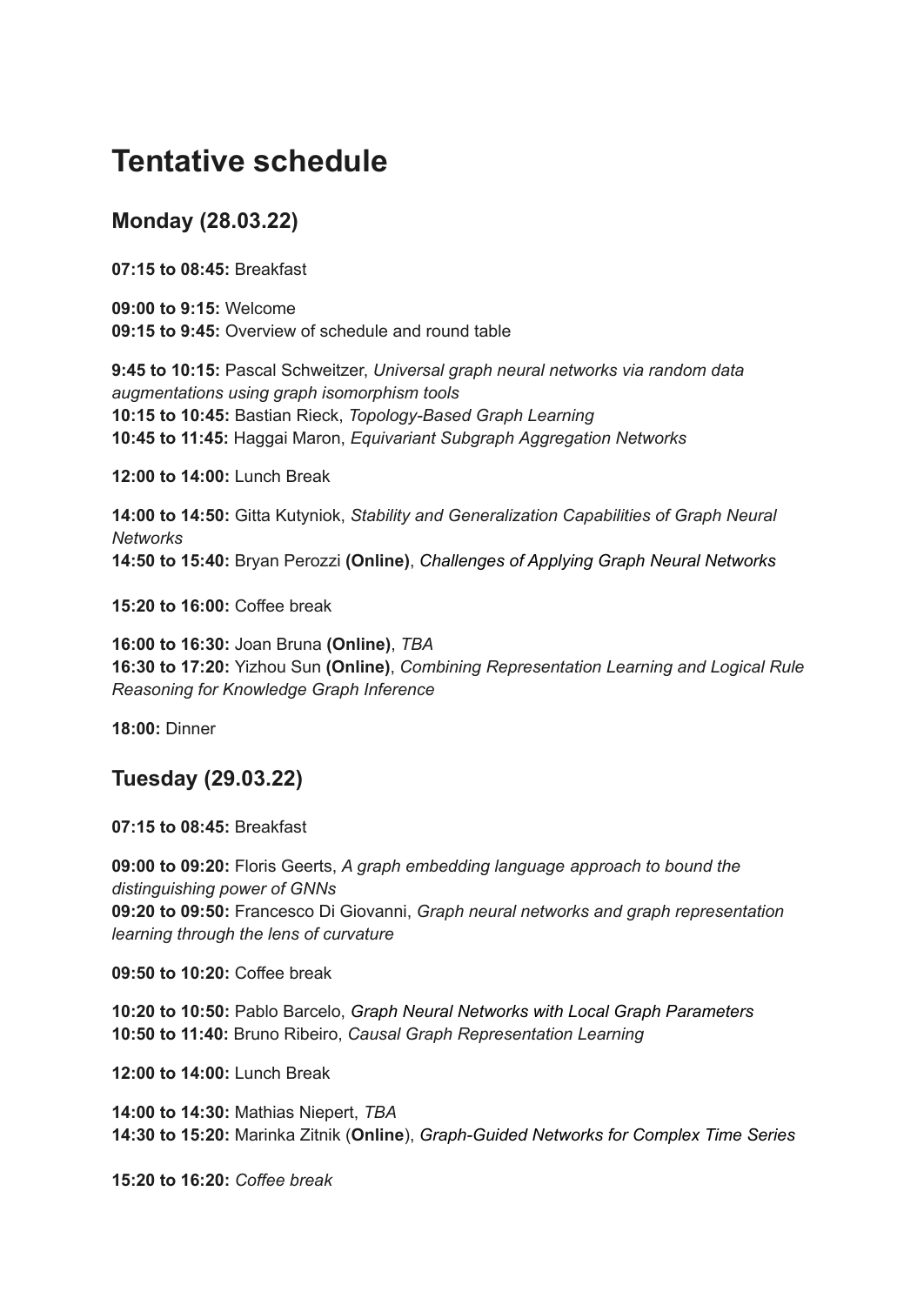# Tentative schedule

## Monday (28.03.22)

**07:15 to 08:45:** Breakfast

**09:00 to 9:15:** Welcome
**09:15 to 9:45:** Overview of schedule and round table

**9:45 to 10:15:** Pascal Schweitzer, *Universal graph neural networks via random data augmentations using graph isomorphism tools*
**10:15 to 10:45:** Bastian Rieck, *Topology-Based Graph Learning*
**10:45 to 11:45:** Haggai Maron, *Equivariant Subgraph Aggregation Networks*

**12:00 to 14:00:** Lunch Break

**14:00 to 14:50:** Gitta Kutyniok, *Stability and Generalization Capabilities of Graph Neural Networks*
**14:50 to 15:40:** Bryan Perozzi **(Online)**, *Challenges of Applying Graph Neural Networks*

**15:20 to 16:00:** Coffee break

**16:00 to 16:30:** Joan Bruna **(Online)**, *TBA*
**16:30 to 17:20:** Yizhou Sun **(Online)**, *Combining Representation Learning and Logical Rule Reasoning for Knowledge Graph Inference*

**18:00:** Dinner

## Tuesday (29.03.22)

**07:15 to 08:45:** Breakfast

**09:00 to 09:20:** Floris Geerts, *A graph embedding language approach to bound the distinguishing power of GNNs*
**09:20 to 09:50:** Francesco Di Giovanni, *Graph neural networks and graph representation learning through the lens of curvature*

**09:50 to 10:20:** Coffee break

**10:20 to 10:50:** Pablo Barcelo, *Graph Neural Networks with Local Graph Parameters*
**10:50 to 11:40:** Bruno Ribeiro, *Causal Graph Representation Learning*

**12:00 to 14:00:** Lunch Break

**14:00 to 14:30:** Mathias Niepert, *TBA*
**14:30 to 15:20:** Marinka Zitnik (**Online**), *Graph-Guided Networks for Complex Time Series*

**15:20 to 16:20:** *Coffee break*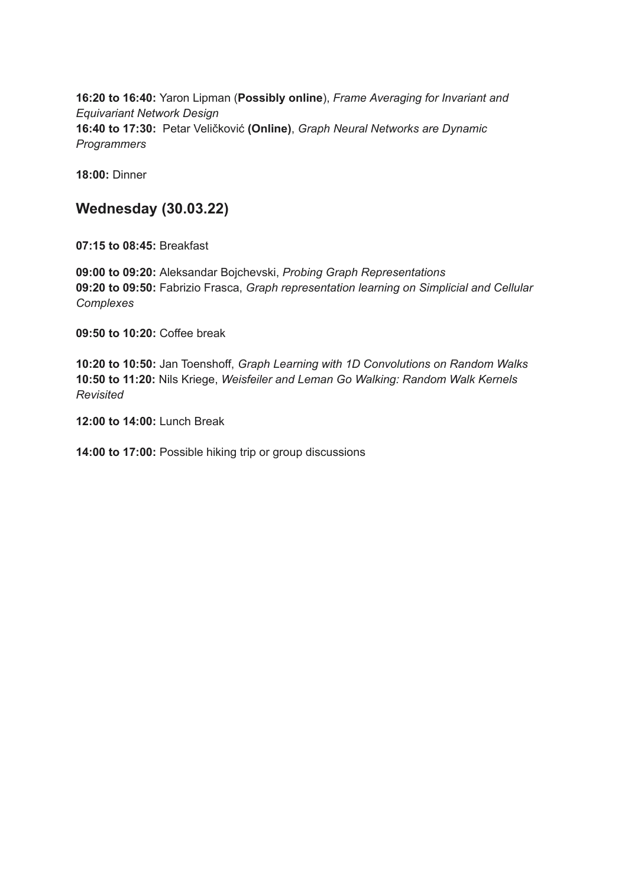**16:20 to 16:40:** Yaron Lipman (**Possibly online**), *Frame Averaging for Invariant and Equivariant Network Design*
**16:40 to 17:30:** Petar Veličković **(Online)**, *Graph Neural Networks are Dynamic Programmers*

**18:00:** Dinner

## Wednesday (30.03.22)

**07:15 to 08:45:** Breakfast

**09:00 to 09:20:** Aleksandar Bojchevski, *Probing Graph Representations*
**09:20 to 09:50:** Fabrizio Frasca, *Graph representation learning on Simplicial and Cellular Complexes*

**09:50 to 10:20:** Coffee break

**10:20 to 10:50:** Jan Toenshoff, *Graph Learning with 1D Convolutions on Random Walks*
**10:50 to 11:20:** Nils Kriege, *Weisfeiler and Leman Go Walking: Random Walk Kernels Revisited*

**12:00 to 14:00:** Lunch Break

**14:00 to 17:00:** Possible hiking trip or group discussions